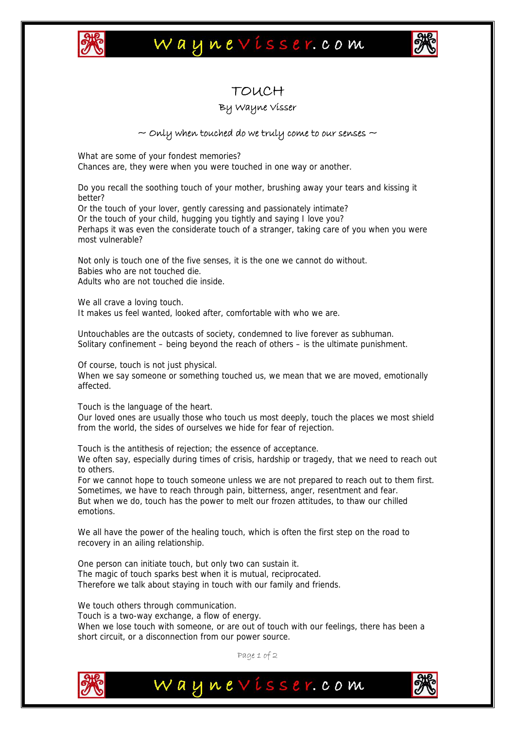# TOUCH

By Wayne Visser

~ Only when touched do we truly come to our senses ~

What are some of your fondest memories?
Chances are, they were when you were touched in one way or another.

Do you recall the soothing touch of your mother, brushing away your tears and kissing it better?
Or the touch of your lover, gently caressing and passionately intimate?
Or the touch of your child, hugging you tightly and saying I love you?
Perhaps it was even the considerate touch of a stranger, taking care of you when you were most vulnerable?

Not only is touch one of the five senses, it is the one we cannot do without.
Babies who are not touched die.
Adults who are not touched die inside.

We all crave a loving touch.
It makes us feel wanted, looked after, comfortable with who we are.

Untouchables are the outcasts of society, condemned to live forever as subhuman.
Solitary confinement – being beyond the reach of others – is the ultimate punishment.

Of course, touch is not just physical.
When we say someone or something touched us, we mean that we are moved, emotionally affected.

Touch is the language of the heart.
Our loved ones are usually those who touch us most deeply, touch the places we most shield from the world, the sides of ourselves we hide for fear of rejection.

Touch is the antithesis of rejection; the essence of acceptance.
We often say, especially during times of crisis, hardship or tragedy, that we need to reach out to others.
For we cannot hope to touch someone unless we are not prepared to reach out to them first.
Sometimes, we have to reach through pain, bitterness, anger, resentment and fear.
But when we do, touch has the power to melt our frozen attitudes, to thaw our chilled emotions.

We all have the power of the healing touch, which is often the first step on the road to recovery in an ailing relationship.

One person can initiate touch, but only two can sustain it.
The magic of touch sparks best when it is mutual, reciprocated.
Therefore we talk about staying in touch with our family and friends.

We touch others through communication.
Touch is a two-way exchange, a flow of energy.
When we lose touch with someone, or are out of touch with our feelings, there has been a short circuit, or a disconnection from our power source.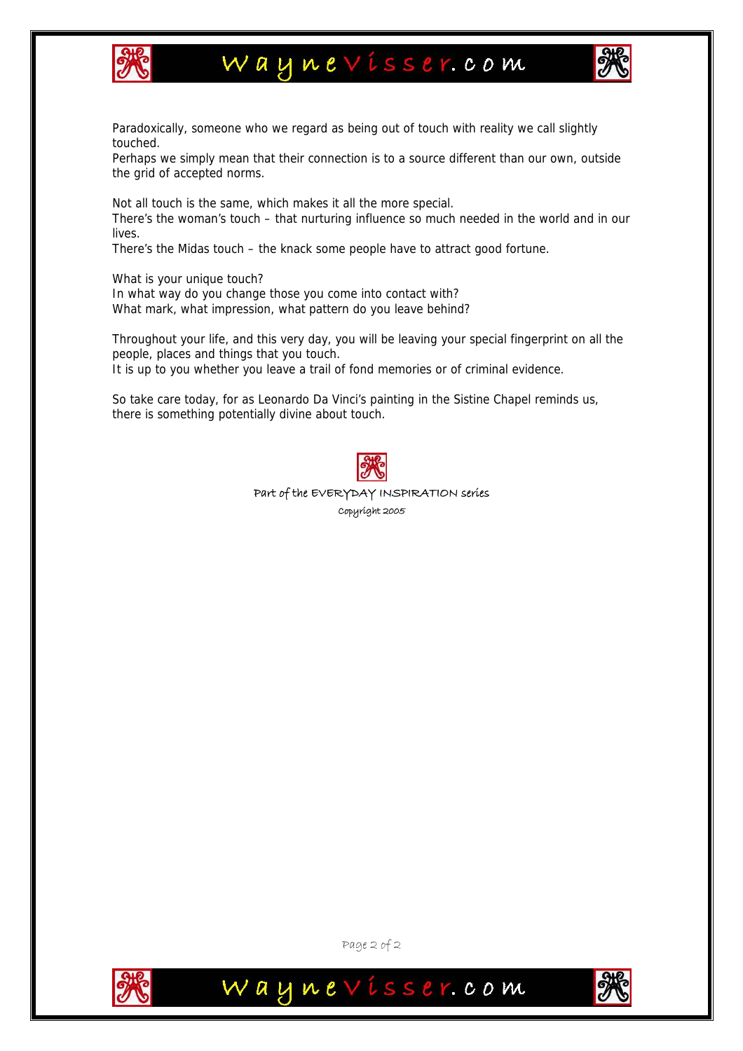Paradoxically, someone who we regard as being out of touch with reality we call slightly touched.
Perhaps we simply mean that their connection is to a source different than our own, outside the grid of accepted norms.

Not all touch is the same, which makes it all the more special.
There's the woman's touch – that nurturing influence so much needed in the world and in our lives.
There's the Midas touch – the knack some people have to attract good fortune.

What is your unique touch?
In what way do you change those you come into contact with?
What mark, what impression, what pattern do you leave behind?

Throughout your life, and this very day, you will be leaving your special fingerprint on all the people, places and things that you touch.
It is up to you whether you leave a trail of fond memories or of criminal evidence.

So take care today, for as Leonardo Da Vinci's painting in the Sistine Chapel reminds us, there is something potentially divine about touch.

Part of the EVERYDAY INSPIRATION series
Copyright 2005